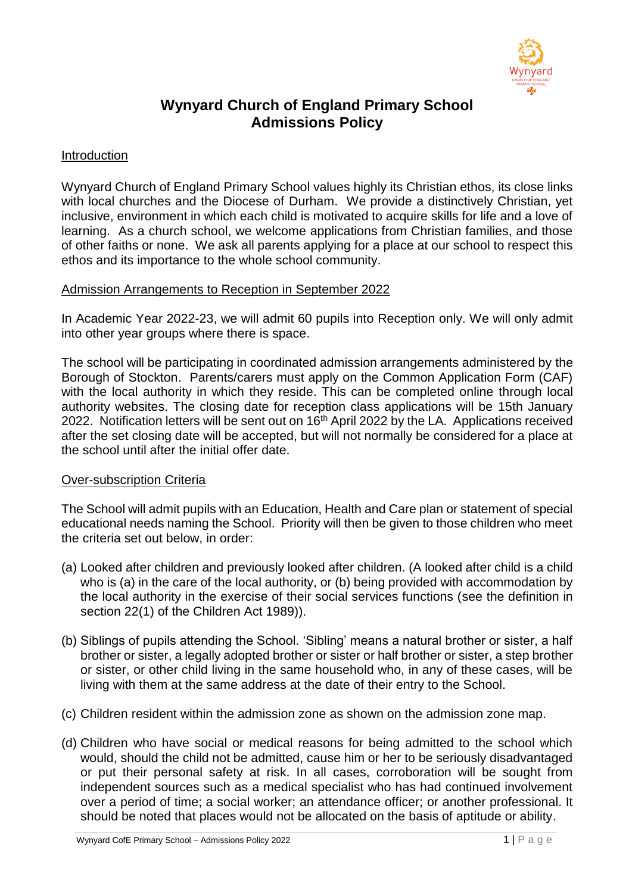# Wynyard Church of England Primary School Admissions Policy

## Introduction

Wynyard Church of England Primary School values highly its Christian ethos, its close links with local churches and the Diocese of Durham. We provide a distinctively Christian, yet inclusive, environment in which each child is motivated to acquire skills for life and a love of learning. As a church school, we welcome applications from Christian families, and those of other faiths or none. We ask all parents applying for a place at our school to respect this ethos and its importance to the whole school community.

## Admission Arrangements to Reception in September 2022

In Academic Year 2022-23, we will admit 60 pupils into Reception only. We will only admit into other year groups where there is space.

The school will be participating in coordinated admission arrangements administered by the Borough of Stockton. Parents/carers must apply on the Common Application Form (CAF) with the local authority in which they reside. This can be completed online through local authority websites. The closing date for reception class applications will be 15th January 2022. Notification letters will be sent out on 16th April 2022 by the LA. Applications received after the set closing date will be accepted, but will not normally be considered for a place at the school until after the initial offer date.

## Over-subscription Criteria

The School will admit pupils with an Education, Health and Care plan or statement of special educational needs naming the School. Priority will then be given to those children who meet the criteria set out below, in order:

(a) Looked after children and previously looked after children. (A looked after child is a child who is (a) in the care of the local authority, or (b) being provided with accommodation by the local authority in the exercise of their social services functions (see the definition in section 22(1) of the Children Act 1989)).

(b) Siblings of pupils attending the School. 'Sibling' means a natural brother or sister, a half brother or sister, a legally adopted brother or sister or half brother or sister, a step brother or sister, or other child living in the same household who, in any of these cases, will be living with them at the same address at the date of their entry to the School.

(c) Children resident within the admission zone as shown on the admission zone map.

(d) Children who have social or medical reasons for being admitted to the school which would, should the child not be admitted, cause him or her to be seriously disadvantaged or put their personal safety at risk. In all cases, corroboration will be sought from independent sources such as a medical specialist who has had continued involvement over a period of time; a social worker; an attendance officer; or another professional. It should be noted that places would not be allocated on the basis of aptitude or ability.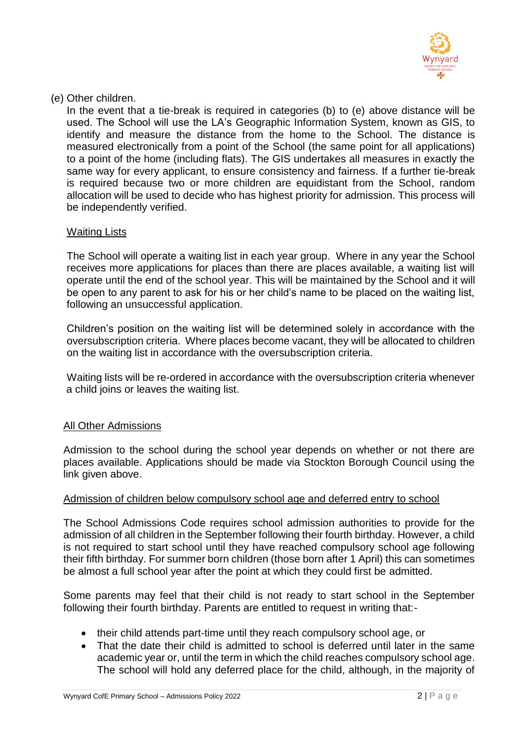(e) Other children.

In the event that a tie-break is required in categories (b) to (e) above distance will be used. The School will use the LA's Geographic Information System, known as GIS, to identify and measure the distance from the home to the School. The distance is measured electronically from a point of the School (the same point for all applications) to a point of the home (including flats). The GIS undertakes all measures in exactly the same way for every applicant, to ensure consistency and fairness. If a further tie-break is required because two or more children are equidistant from the School, random allocation will be used to decide who has highest priority for admission. This process will be independently verified.

<u>Waiting Lists</u>

The School will operate a waiting list in each year group. Where in any year the School receives more applications for places than there are places available, a waiting list will operate until the end of the school year. This will be maintained by the School and it will be open to any parent to ask for his or her child's name to be placed on the waiting list, following an unsuccessful application.

Children's position on the waiting list will be determined solely in accordance with the oversubscription criteria. Where places become vacant, they will be allocated to children on the waiting list in accordance with the oversubscription criteria.

Waiting lists will be re-ordered in accordance with the oversubscription criteria whenever a child joins or leaves the waiting list.

<u>All Other Admissions</u>

Admission to the school during the school year depends on whether or not there are places available. Applications should be made via Stockton Borough Council using the link given above.

<u>Admission of children below compulsory school age and deferred entry to school</u>

The School Admissions Code requires school admission authorities to provide for the admission of all children in the September following their fourth birthday. However, a child is not required to start school until they have reached compulsory school age following their fifth birthday. For summer born children (those born after 1 April) this can sometimes be almost a full school year after the point at which they could first be admitted.

Some parents may feel that their child is not ready to start school in the September following their fourth birthday. Parents are entitled to request in writing that:-

- their child attends part-time until they reach compulsory school age, or
- That the date their child is admitted to school is deferred until later in the same academic year or, until the term in which the child reaches compulsory school age. The school will hold any deferred place for the child, although, in the majority of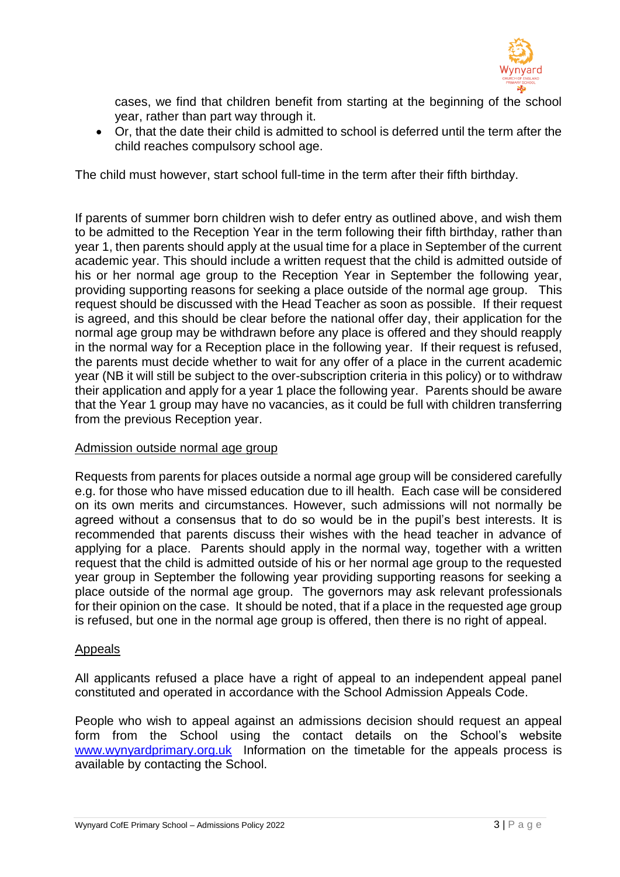cases, we find that children benefit from starting at the beginning of the school year, rather than part way through it.

- Or, that the date their child is admitted to school is deferred until the term after the child reaches compulsory school age.

The child must however, start school full-time in the term after their fifth birthday.

If parents of summer born children wish to defer entry as outlined above, and wish them to be admitted to the Reception Year in the term following their fifth birthday, rather than year 1, then parents should apply at the usual time for a place in September of the current academic year. This should include a written request that the child is admitted outside of his or her normal age group to the Reception Year in September the following year, providing supporting reasons for seeking a place outside of the normal age group. This request should be discussed with the Head Teacher as soon as possible. If their request is agreed, and this should be clear before the national offer day, their application for the normal age group may be withdrawn before any place is offered and they should reapply in the normal way for a Reception place in the following year. If their request is refused, the parents must decide whether to wait for any offer of a place in the current academic year (NB it will still be subject to the over-subscription criteria in this policy) or to withdraw their application and apply for a year 1 place the following year. Parents should be aware that the Year 1 group may have no vacancies, as it could be full with children transferring from the previous Reception year.

## Admission outside normal age group

Requests from parents for places outside a normal age group will be considered carefully e.g. for those who have missed education due to ill health. Each case will be considered on its own merits and circumstances. However, such admissions will not normally be agreed without a consensus that to do so would be in the pupil's best interests. It is recommended that parents discuss their wishes with the head teacher in advance of applying for a place. Parents should apply in the normal way, together with a written request that the child is admitted outside of his or her normal age group to the requested year group in September the following year providing supporting reasons for seeking a place outside of the normal age group. The governors may ask relevant professionals for their opinion on the case. It should be noted, that if a place in the requested age group is refused, but one in the normal age group is offered, then there is no right of appeal.

## Appeals

All applicants refused a place have a right of appeal to an independent appeal panel constituted and operated in accordance with the School Admission Appeals Code.

People who wish to appeal against an admissions decision should request an appeal form from the School using the contact details on the School's website [www.wynyardprimary.org.uk](http://www.wynyardprimary.org.uk) Information on the timetable for the appeals process is available by contacting the School.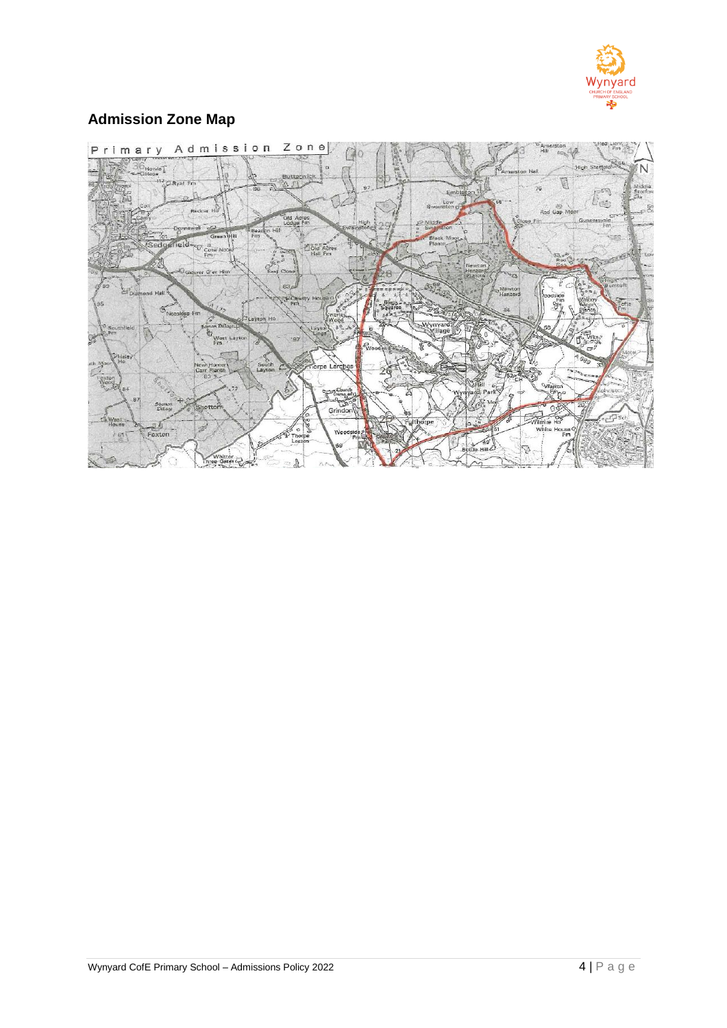## Admission Zone Map